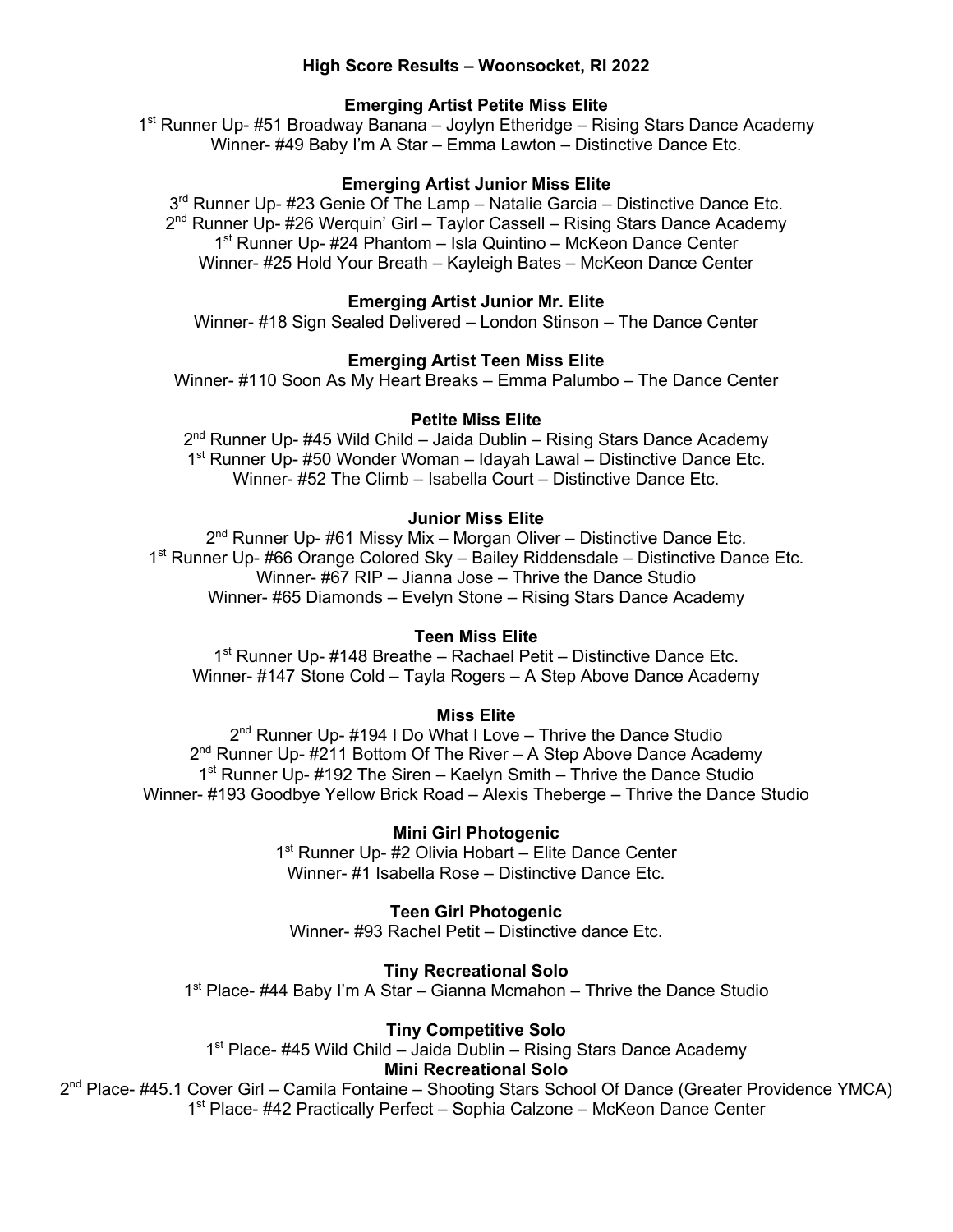# High Score Results – Woonsocket, RI 2022

### Emerging Artist Petite Miss Elite

1st Runner Up- #51 Broadway Banana – Joylyn Etheridge – Rising Stars Dance Academy
Winner- #49 Baby I'm A Star – Emma Lawton – Distinctive Dance Etc.

### Emerging Artist Junior Miss Elite

3rd Runner Up- #23 Genie Of The Lamp – Natalie Garcia – Distinctive Dance Etc.
2nd Runner Up- #26 Werquin' Girl – Taylor Cassell – Rising Stars Dance Academy
1st Runner Up- #24 Phantom – Isla Quintino – McKeon Dance Center
Winner- #25 Hold Your Breath – Kayleigh Bates – McKeon Dance Center

### Emerging Artist Junior Mr. Elite

Winner- #18 Sign Sealed Delivered – London Stinson – The Dance Center

### Emerging Artist Teen Miss Elite

Winner- #110 Soon As My Heart Breaks – Emma Palumbo – The Dance Center

### Petite Miss Elite

2nd Runner Up- #45 Wild Child – Jaida Dublin – Rising Stars Dance Academy
1st Runner Up- #50 Wonder Woman – Idayah Lawal – Distinctive Dance Etc.
Winner- #52 The Climb – Isabella Court – Distinctive Dance Etc.

### Junior Miss Elite

2nd Runner Up- #61 Missy Mix – Morgan Oliver – Distinctive Dance Etc.
1st Runner Up- #66 Orange Colored Sky – Bailey Riddensdale – Distinctive Dance Etc.
Winner- #67 RIP – Jianna Jose – Thrive the Dance Studio
Winner- #65 Diamonds – Evelyn Stone – Rising Stars Dance Academy

### Teen Miss Elite

1st Runner Up- #148 Breathe – Rachael Petit – Distinctive Dance Etc.
Winner- #147 Stone Cold – Tayla Rogers – A Step Above Dance Academy

### Miss Elite

2nd Runner Up- #194 I Do What I Love – Thrive the Dance Studio
2nd Runner Up- #211 Bottom Of The River – A Step Above Dance Academy
1st Runner Up- #192 The Siren – Kaelyn Smith – Thrive the Dance Studio
Winner- #193 Goodbye Yellow Brick Road – Alexis Theberge – Thrive the Dance Studio

### Mini Girl Photogenic

1st Runner Up- #2 Olivia Hobart – Elite Dance Center
Winner- #1 Isabella Rose – Distinctive Dance Etc.

### Teen Girl Photogenic

Winner- #93 Rachel Petit – Distinctive dance Etc.

### Tiny Recreational Solo

1st Place- #44 Baby I'm A Star – Gianna Mcmahon – Thrive the Dance Studio

### Tiny Competitive Solo

1st Place- #45 Wild Child – Jaida Dublin – Rising Stars Dance Academy

### Mini Recreational Solo

2nd Place- #45.1 Cover Girl – Camila Fontaine – Shooting Stars School Of Dance (Greater Providence YMCA)
1st Place- #42 Practically Perfect – Sophia Calzone – McKeon Dance Center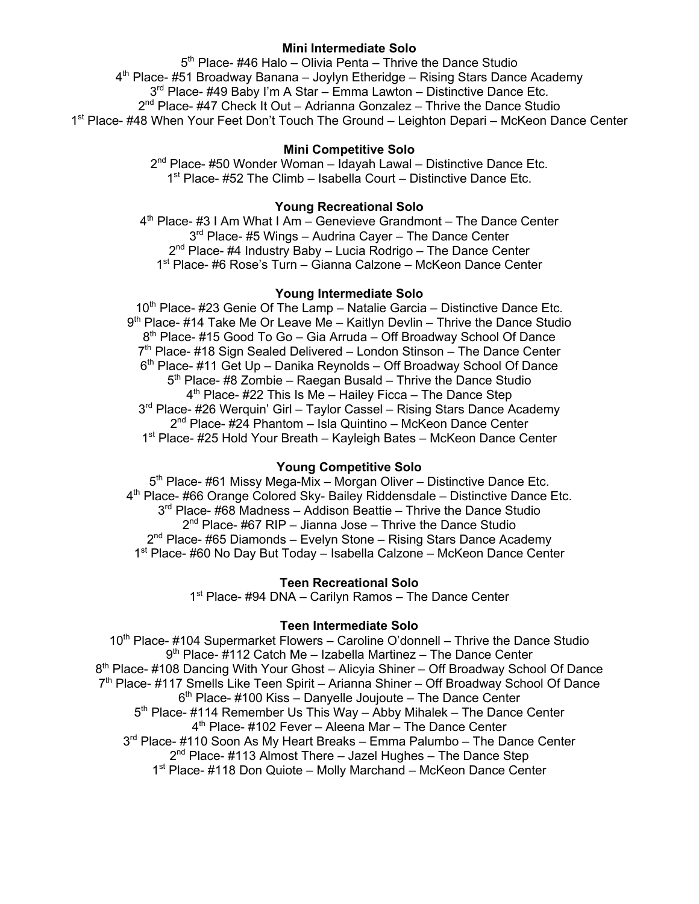**Mini Intermediate Solo**

5th Place- #46 Halo – Olivia Penta – Thrive the Dance Studio
4th Place- #51 Broadway Banana – Joylyn Etheridge – Rising Stars Dance Academy
3rd Place- #49 Baby I'm A Star – Emma Lawton – Distinctive Dance Etc.
2nd Place- #47 Check It Out – Adrianna Gonzalez – Thrive the Dance Studio
1st Place- #48 When Your Feet Don't Touch The Ground – Leighton Depari – McKeon Dance Center

**Mini Competitive Solo**

2nd Place- #50 Wonder Woman – Idayah Lawal – Distinctive Dance Etc.
1st Place- #52 The Climb – Isabella Court – Distinctive Dance Etc.

**Young Recreational Solo**

4th Place- #3 I Am What I Am – Genevieve Grandmont – The Dance Center
3rd Place- #5 Wings – Audrina Cayer – The Dance Center
2nd Place- #4 Industry Baby – Lucia Rodrigo – The Dance Center
1st Place- #6 Rose's Turn – Gianna Calzone – McKeon Dance Center

**Young Intermediate Solo**

10th Place- #23 Genie Of The Lamp – Natalie Garcia – Distinctive Dance Etc.
9th Place- #14 Take Me Or Leave Me – Kaitlyn Devlin – Thrive the Dance Studio
8th Place- #15 Good To Go – Gia Arruda – Off Broadway School Of Dance
7th Place- #18 Sign Sealed Delivered – London Stinson – The Dance Center
6th Place- #11 Get Up – Danika Reynolds – Off Broadway School Of Dance
5th Place- #8 Zombie – Raegan Busald – Thrive the Dance Studio
4th Place- #22 This Is Me – Hailey Ficca – The Dance Step
3rd Place- #26 Werquin' Girl – Taylor Cassel – Rising Stars Dance Academy
2nd Place- #24 Phantom – Isla Quintino – McKeon Dance Center
1st Place- #25 Hold Your Breath – Kayleigh Bates – McKeon Dance Center

**Young Competitive Solo**

5th Place- #61 Missy Mega-Mix – Morgan Oliver – Distinctive Dance Etc.
4th Place- #66 Orange Colored Sky- Bailey Riddensdale – Distinctive Dance Etc.
3rd Place- #68 Madness – Addison Beattie – Thrive the Dance Studio
2nd Place- #67 RIP – Jianna Jose – Thrive the Dance Studio
2nd Place- #65 Diamonds – Evelyn Stone – Rising Stars Dance Academy
1st Place- #60 No Day But Today – Isabella Calzone – McKeon Dance Center

**Teen Recreational Solo**

1st Place- #94 DNA – Carilyn Ramos – The Dance Center

**Teen Intermediate Solo**

10th Place- #104 Supermarket Flowers – Caroline O'donnell – Thrive the Dance Studio
9th Place- #112 Catch Me – Izabella Martinez – The Dance Center
8th Place- #108 Dancing With Your Ghost – Alicyia Shiner – Off Broadway School Of Dance
7th Place- #117 Smells Like Teen Spirit – Arianna Shiner – Off Broadway School Of Dance
6th Place- #100 Kiss – Danyelle Joujoute – The Dance Center
5th Place- #114 Remember Us This Way – Abby Mihalek – The Dance Center
4th Place- #102 Fever – Aleena Mar – The Dance Center
3rd Place- #110 Soon As My Heart Breaks – Emma Palumbo – The Dance Center
2nd Place- #113 Almost There – Jazel Hughes – The Dance Step
1st Place- #118 Don Quiote – Molly Marchand – McKeon Dance Center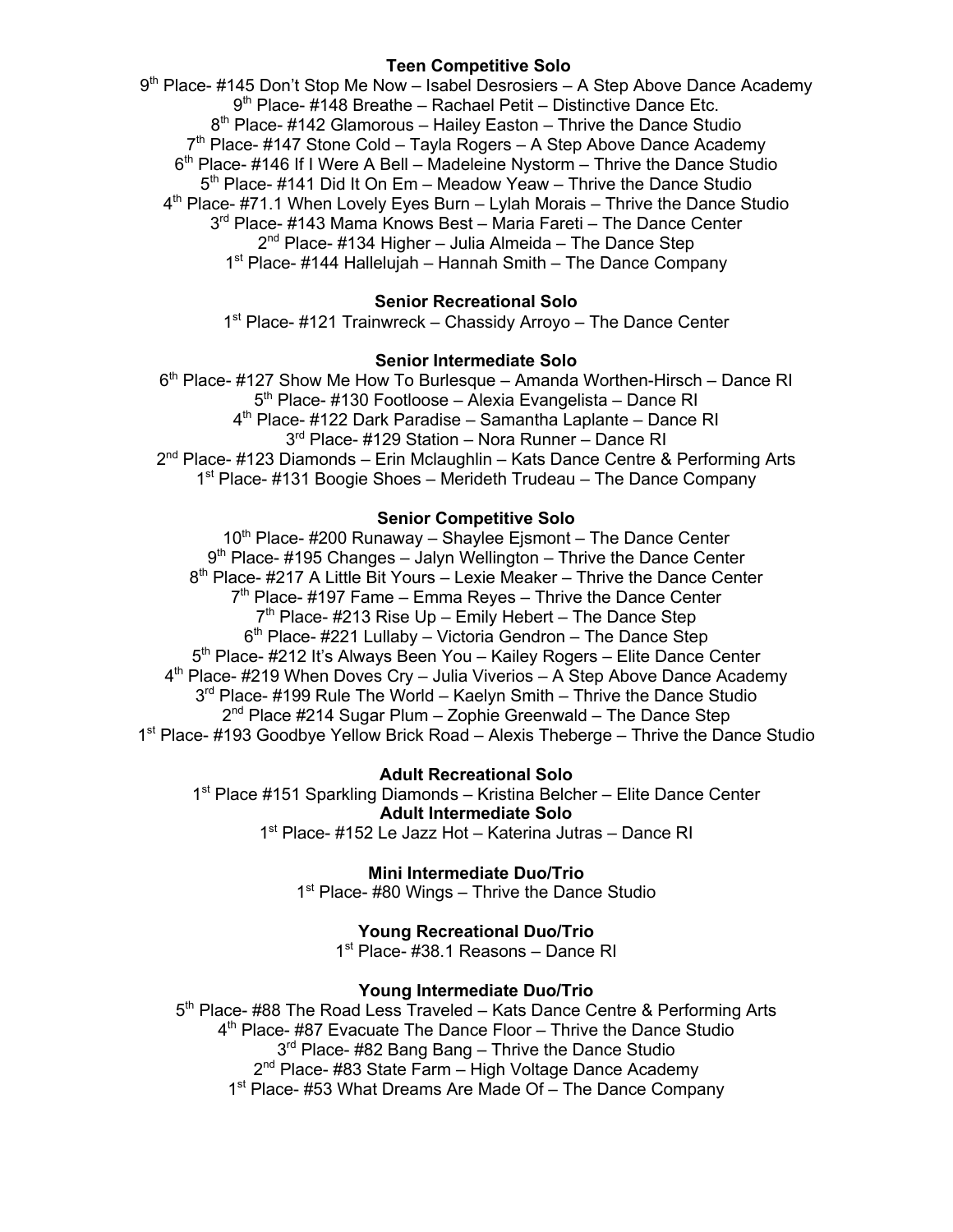**Teen Competitive Solo**

9th Place- #145 Don't Stop Me Now – Isabel Desrosiers – A Step Above Dance Academy
9th Place- #148 Breathe – Rachael Petit – Distinctive Dance Etc.
8th Place- #142 Glamorous – Hailey Easton – Thrive the Dance Studio
7th Place- #147 Stone Cold – Tayla Rogers – A Step Above Dance Academy
6th Place- #146 If I Were A Bell – Madeleine Nystorm – Thrive the Dance Studio
5th Place- #141 Did It On Em – Meadow Yeaw – Thrive the Dance Studio
4th Place- #71.1 When Lovely Eyes Burn – Lylah Morais – Thrive the Dance Studio
3rd Place- #143 Mama Knows Best – Maria Fareti – The Dance Center
2nd Place- #134 Higher – Julia Almeida – The Dance Step
1st Place- #144 Hallelujah – Hannah Smith – The Dance Company

**Senior Recreational Solo**

1st Place- #121 Trainwreck – Chassidy Arroyo – The Dance Center

**Senior Intermediate Solo**

6th Place- #127 Show Me How To Burlesque – Amanda Worthen-Hirsch – Dance RI
5th Place- #130 Footloose – Alexia Evangelista – Dance RI
4th Place- #122 Dark Paradise – Samantha Laplante – Dance RI
3rd Place- #129 Station – Nora Runner – Dance RI
2nd Place- #123 Diamonds – Erin Mclaughlin – Kats Dance Centre & Performing Arts
1st Place- #131 Boogie Shoes – Merideth Trudeau – The Dance Company

**Senior Competitive Solo**

10th Place- #200 Runaway – Shaylee Ejsmont – The Dance Center
9th Place- #195 Changes – Jalyn Wellington – Thrive the Dance Center
8th Place- #217 A Little Bit Yours – Lexie Meaker – Thrive the Dance Center
7th Place- #197 Fame – Emma Reyes – Thrive the Dance Center
7th Place- #213 Rise Up – Emily Hebert – The Dance Step
6th Place- #221 Lullaby – Victoria Gendron – The Dance Step
5th Place- #212 It's Always Been You – Kailey Rogers – Elite Dance Center
4th Place- #219 When Doves Cry – Julia Viverios – A Step Above Dance Academy
3rd Place- #199 Rule The World – Kaelyn Smith – Thrive the Dance Studio
2nd Place #214 Sugar Plum – Zophie Greenwald – The Dance Step
1st Place- #193 Goodbye Yellow Brick Road – Alexis Theberge – Thrive the Dance Studio

**Adult Recreational Solo**

1st Place #151 Sparkling Diamonds – Kristina Belcher – Elite Dance Center

**Adult Intermediate Solo**

1st Place- #152 Le Jazz Hot – Katerina Jutras – Dance RI

**Mini Intermediate Duo/Trio**

1st Place- #80 Wings – Thrive the Dance Studio

**Young Recreational Duo/Trio**

1st Place- #38.1 Reasons – Dance RI

**Young Intermediate Duo/Trio**

5th Place- #88 The Road Less Traveled – Kats Dance Centre & Performing Arts
4th Place- #87 Evacuate The Dance Floor – Thrive the Dance Studio
3rd Place- #82 Bang Bang – Thrive the Dance Studio
2nd Place- #83 State Farm – High Voltage Dance Academy
1st Place- #53 What Dreams Are Made Of – The Dance Company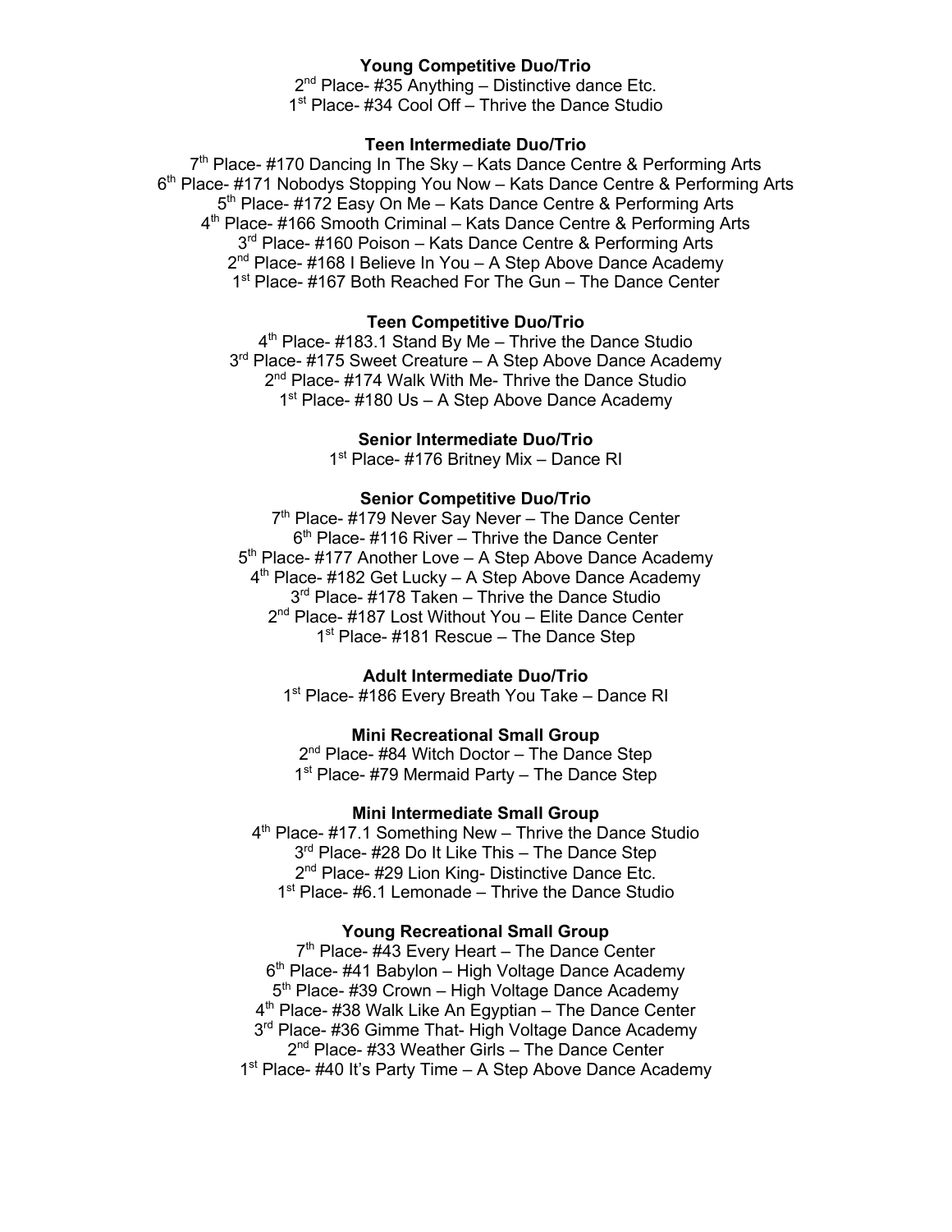**Young Competitive Duo/Trio**

2nd Place- #35 Anything – Distinctive dance Etc.
1st Place- #34 Cool Off – Thrive the Dance Studio

**Teen Intermediate Duo/Trio**

7th Place- #170 Dancing In The Sky – Kats Dance Centre & Performing Arts
6th Place- #171 Nobodys Stopping You Now – Kats Dance Centre & Performing Arts
5th Place- #172 Easy On Me – Kats Dance Centre & Performing Arts
4th Place- #166 Smooth Criminal – Kats Dance Centre & Performing Arts
3rd Place- #160 Poison – Kats Dance Centre & Performing Arts
2nd Place- #168 I Believe In You – A Step Above Dance Academy
1st Place- #167 Both Reached For The Gun – The Dance Center

**Teen Competitive Duo/Trio**

4th Place- #183.1 Stand By Me – Thrive the Dance Studio
3rd Place- #175 Sweet Creature – A Step Above Dance Academy
2nd Place- #174 Walk With Me- Thrive the Dance Studio
1st Place- #180 Us – A Step Above Dance Academy

**Senior Intermediate Duo/Trio**

1st Place- #176 Britney Mix – Dance RI

**Senior Competitive Duo/Trio**

7th Place- #179 Never Say Never – The Dance Center
6th Place- #116 River – Thrive the Dance Center
5th Place- #177 Another Love – A Step Above Dance Academy
4th Place- #182 Get Lucky – A Step Above Dance Academy
3rd Place- #178 Taken – Thrive the Dance Studio
2nd Place- #187 Lost Without You – Elite Dance Center
1st Place- #181 Rescue – The Dance Step

**Adult Intermediate Duo/Trio**

1st Place- #186 Every Breath You Take – Dance RI

**Mini Recreational Small Group**

2nd Place- #84 Witch Doctor – The Dance Step
1st Place- #79 Mermaid Party – The Dance Step

**Mini Intermediate Small Group**

4th Place- #17.1 Something New – Thrive the Dance Studio
3rd Place- #28 Do It Like This – The Dance Step
2nd Place- #29 Lion King- Distinctive Dance Etc.
1st Place- #6.1 Lemonade – Thrive the Dance Studio

**Young Recreational Small Group**

7th Place- #43 Every Heart – The Dance Center
6th Place- #41 Babylon – High Voltage Dance Academy
5th Place- #39 Crown – High Voltage Dance Academy
4th Place- #38 Walk Like An Egyptian – The Dance Center
3rd Place- #36 Gimme That- High Voltage Dance Academy
2nd Place- #33 Weather Girls – The Dance Center
1st Place- #40 It's Party Time – A Step Above Dance Academy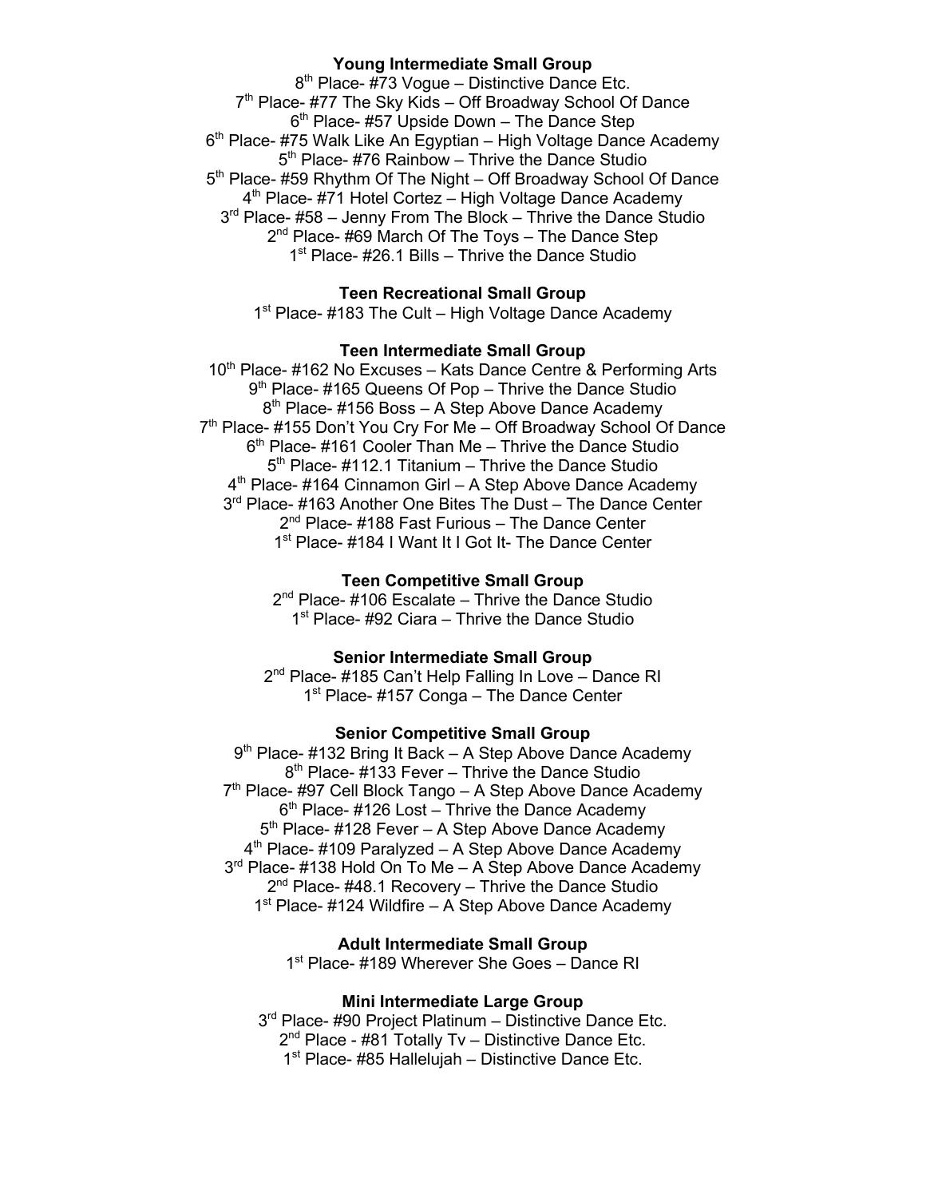**Young Intermediate Small Group**

8th Place- #73 Vogue – Distinctive Dance Etc.
7th Place- #77 The Sky Kids – Off Broadway School Of Dance
6th Place- #57 Upside Down – The Dance Step
6th Place- #75 Walk Like An Egyptian – High Voltage Dance Academy
5th Place- #76 Rainbow – Thrive the Dance Studio
5th Place- #59 Rhythm Of The Night – Off Broadway School Of Dance
4th Place- #71 Hotel Cortez – High Voltage Dance Academy
3rd Place- #58 – Jenny From The Block – Thrive the Dance Studio
2nd Place- #69 March Of The Toys – The Dance Step
1st Place- #26.1 Bills – Thrive the Dance Studio

**Teen Recreational Small Group**

1st Place- #183 The Cult – High Voltage Dance Academy

**Teen Intermediate Small Group**

10th Place- #162 No Excuses – Kats Dance Centre & Performing Arts
9th Place- #165 Queens Of Pop – Thrive the Dance Studio
8th Place- #156 Boss – A Step Above Dance Academy
7th Place- #155 Don't You Cry For Me – Off Broadway School Of Dance
6th Place- #161 Cooler Than Me – Thrive the Dance Studio
5th Place- #112.1 Titanium – Thrive the Dance Studio
4th Place- #164 Cinnamon Girl – A Step Above Dance Academy
3rd Place- #163 Another One Bites The Dust – The Dance Center
2nd Place- #188 Fast Furious – The Dance Center
1st Place- #184 I Want It I Got It- The Dance Center

**Teen Competitive Small Group**

2nd Place- #106 Escalate – Thrive the Dance Studio
1st Place- #92 Ciara – Thrive the Dance Studio

**Senior Intermediate Small Group**

2nd Place- #185 Can't Help Falling In Love – Dance RI
1st Place- #157 Conga – The Dance Center

**Senior Competitive Small Group**

9th Place- #132 Bring It Back – A Step Above Dance Academy
8th Place- #133 Fever – Thrive the Dance Studio
7th Place- #97 Cell Block Tango – A Step Above Dance Academy
6th Place- #126 Lost – Thrive the Dance Academy
5th Place- #128 Fever – A Step Above Dance Academy
4th Place- #109 Paralyzed – A Step Above Dance Academy
3rd Place- #138 Hold On To Me – A Step Above Dance Academy
2nd Place- #48.1 Recovery – Thrive the Dance Studio
1st Place- #124 Wildfire – A Step Above Dance Academy

**Adult Intermediate Small Group**

1st Place- #189 Wherever She Goes – Dance RI

**Mini Intermediate Large Group**

3rd Place- #90 Project Platinum – Distinctive Dance Etc.
2nd Place - #81 Totally Tv – Distinctive Dance Etc.
1st Place- #85 Hallelujah – Distinctive Dance Etc.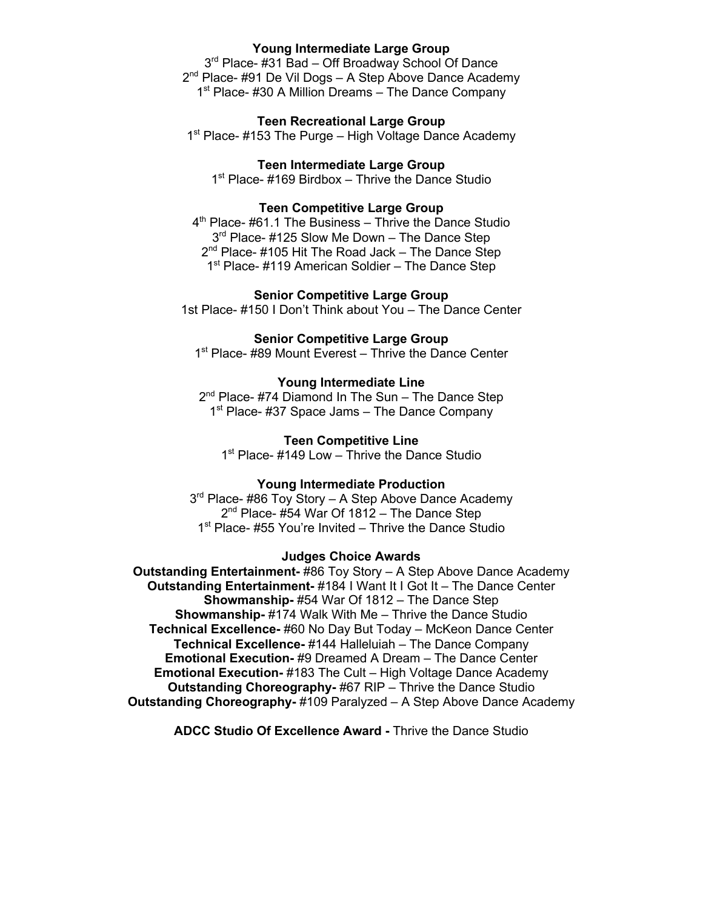**Young Intermediate Large Group**

3rd Place- #31 Bad – Off Broadway School Of Dance
2nd Place- #91 De Vil Dogs – A Step Above Dance Academy
1st Place- #30 A Million Dreams – The Dance Company

**Teen Recreational Large Group**

1st Place- #153 The Purge – High Voltage Dance Academy

**Teen Intermediate Large Group**

1st Place- #169 Birdbox – Thrive the Dance Studio

**Teen Competitive Large Group**

4th Place- #61.1 The Business – Thrive the Dance Studio
3rd Place- #125 Slow Me Down – The Dance Step
2nd Place- #105 Hit The Road Jack – The Dance Step
1st Place- #119 American Soldier – The Dance Step

**Senior Competitive Large Group**

1st Place- #150 I Don't Think about You – The Dance Center

**Senior Competitive Large Group**

1st Place- #89 Mount Everest – Thrive the Dance Center

**Young Intermediate Line**

2nd Place- #74 Diamond In The Sun – The Dance Step
1st Place- #37 Space Jams – The Dance Company

**Teen Competitive Line**

1st Place- #149 Low – Thrive the Dance Studio

**Young Intermediate Production**

3rd Place- #86 Toy Story – A Step Above Dance Academy
2nd Place- #54 War Of 1812 – The Dance Step
1st Place- #55 You're Invited – Thrive the Dance Studio

**Judges Choice Awards**

**Outstanding Entertainment-** #86 Toy Story – A Step Above Dance Academy
**Outstanding Entertainment-** #184 I Want It I Got It – The Dance Center
**Showmanship-** #54 War Of 1812 – The Dance Step
**Showmanship-** #174 Walk With Me – Thrive the Dance Studio
**Technical Excellence-** #60 No Day But Today – McKeon Dance Center
**Technical Excellence-** #144 Halleluiah – The Dance Company
**Emotional Execution-** #9 Dreamed A Dream – The Dance Center
**Emotional Execution-** #183 The Cult – High Voltage Dance Academy
**Outstanding Choreography-** #67 RIP – Thrive the Dance Studio
**Outstanding Choreography-** #109 Paralyzed – A Step Above Dance Academy

**ADCC Studio Of Excellence Award -** Thrive the Dance Studio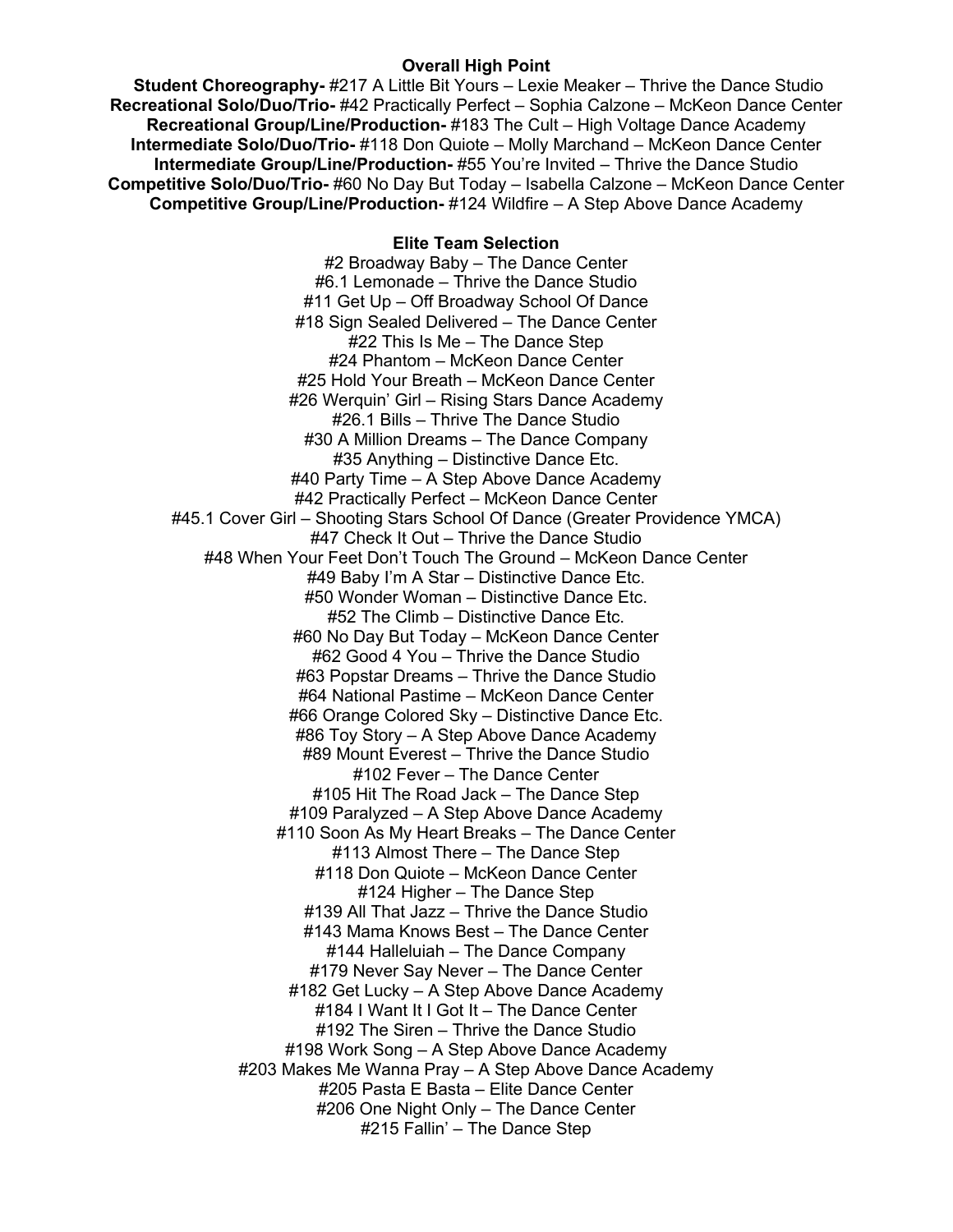## Overall High Point

**Student Choreography-** #217 A Little Bit Yours – Lexie Meaker – Thrive the Dance Studio
**Recreational Solo/Duo/Trio-** #42 Practically Perfect – Sophia Calzone – McKeon Dance Center
**Recreational Group/Line/Production-** #183 The Cult – High Voltage Dance Academy
**Intermediate Solo/Duo/Trio-** #118 Don Quiote – Molly Marchand – McKeon Dance Center
**Intermediate Group/Line/Production-** #55 You're Invited – Thrive the Dance Studio
**Competitive Solo/Duo/Trio-** #60 No Day But Today – Isabella Calzone – McKeon Dance Center
**Competitive Group/Line/Production-** #124 Wildfire – A Step Above Dance Academy

## Elite Team Selection

#2 Broadway Baby – The Dance Center
#6.1 Lemonade – Thrive the Dance Studio
#11 Get Up – Off Broadway School Of Dance
#18 Sign Sealed Delivered – The Dance Center
#22 This Is Me – The Dance Step
#24 Phantom – McKeon Dance Center
#25 Hold Your Breath – McKeon Dance Center
#26 Werquin' Girl – Rising Stars Dance Academy
#26.1 Bills – Thrive The Dance Studio
#30 A Million Dreams – The Dance Company
#35 Anything – Distinctive Dance Etc.
#40 Party Time – A Step Above Dance Academy
#42 Practically Perfect – McKeon Dance Center
#45.1 Cover Girl – Shooting Stars School Of Dance (Greater Providence YMCA)
#47 Check It Out – Thrive the Dance Studio
#48 When Your Feet Don't Touch The Ground – McKeon Dance Center
#49 Baby I'm A Star – Distinctive Dance Etc.
#50 Wonder Woman – Distinctive Dance Etc.
#52 The Climb – Distinctive Dance Etc.
#60 No Day But Today – McKeon Dance Center
#62 Good 4 You – Thrive the Dance Studio
#63 Popstar Dreams – Thrive the Dance Studio
#64 National Pastime – McKeon Dance Center
#66 Orange Colored Sky – Distinctive Dance Etc.
#86 Toy Story – A Step Above Dance Academy
#89 Mount Everest – Thrive the Dance Studio
#102 Fever – The Dance Center
#105 Hit The Road Jack – The Dance Step
#109 Paralyzed – A Step Above Dance Academy
#110 Soon As My Heart Breaks – The Dance Center
#113 Almost There – The Dance Step
#118 Don Quiote – McKeon Dance Center
#124 Higher – The Dance Step
#139 All That Jazz – Thrive the Dance Studio
#143 Mama Knows Best – The Dance Center
#144 Halleluiah – The Dance Company
#179 Never Say Never – The Dance Center
#182 Get Lucky – A Step Above Dance Academy
#184 I Want It I Got It – The Dance Center
#192 The Siren – Thrive the Dance Studio
#198 Work Song – A Step Above Dance Academy
#203 Makes Me Wanna Pray – A Step Above Dance Academy
#205 Pasta E Basta – Elite Dance Center
#206 One Night Only – The Dance Center
#215 Fallin' – The Dance Step